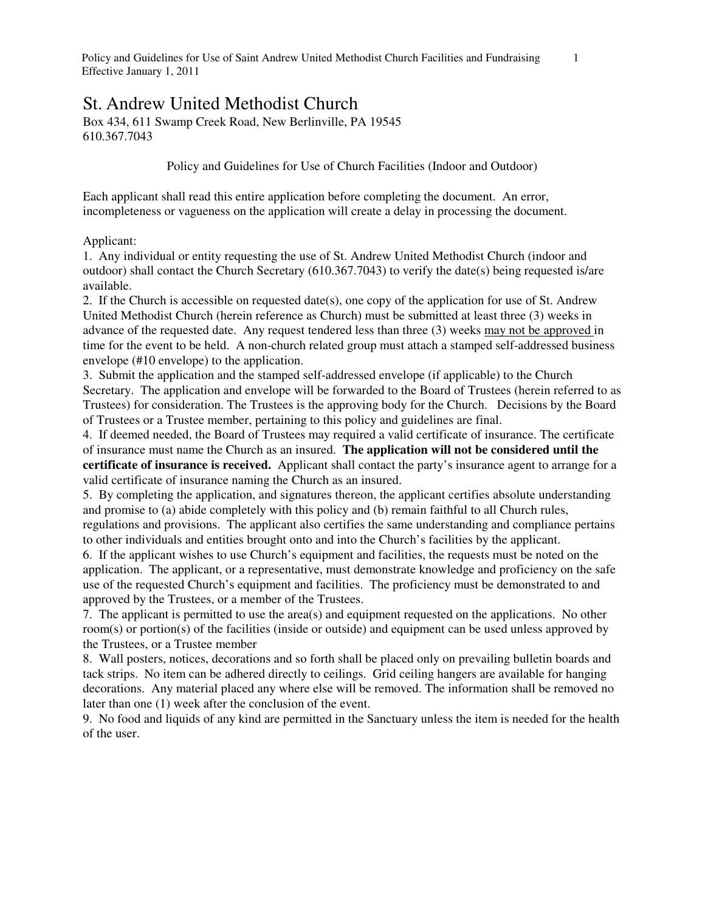# St. Andrew United Methodist Church

Box 434, 611 Swamp Creek Road, New Berlinville, PA 19545
610.367.7043

## Policy and Guidelines for Use of Church Facilities (Indoor and Outdoor)

Each applicant shall read this entire application before completing the document. An error, incompleteness or vagueness on the application will create a delay in processing the document.

Applicant:

1. Any individual or entity requesting the use of St. Andrew United Methodist Church (indoor and outdoor) shall contact the Church Secretary (610.367.7043) to verify the date(s) being requested is/are available.
2. If the Church is accessible on requested date(s), one copy of the application for use of St. Andrew United Methodist Church (herein reference as Church) must be submitted at least three (3) weeks in advance of the requested date. Any request tendered less than three (3) weeks <u>may not be approved</u> in time for the event to be held. A non-church related group must attach a stamped self-addressed business envelope (#10 envelope) to the application.
3. Submit the application and the stamped self-addressed envelope (if applicable) to the Church Secretary. The application and envelope will be forwarded to the Board of Trustees (herein referred to as Trustees) for consideration. The Trustees is the approving body for the Church. Decisions by the Board of Trustees or a Trustee member, pertaining to this policy and guidelines are final.
4. If deemed needed, the Board of Trustees may required a valid certificate of insurance. The certificate of insurance must name the Church as an insured. **The application will not be considered until the certificate of insurance is received.** Applicant shall contact the party's insurance agent to arrange for a valid certificate of insurance naming the Church as an insured.
5. By completing the application, and signatures thereon, the applicant certifies absolute understanding and promise to (a) abide completely with this policy and (b) remain faithful to all Church rules, regulations and provisions. The applicant also certifies the same understanding and compliance pertains to other individuals and entities brought onto and into the Church's facilities by the applicant.
6. If the applicant wishes to use Church's equipment and facilities, the requests must be noted on the application. The applicant, or a representative, must demonstrate knowledge and proficiency on the safe use of the requested Church's equipment and facilities. The proficiency must be demonstrated to and approved by the Trustees, or a member of the Trustees.
7. The applicant is permitted to use the area(s) and equipment requested on the applications. No other room(s) or portion(s) of the facilities (inside or outside) and equipment can be used unless approved by the Trustees, or a Trustee member
8. Wall posters, notices, decorations and so forth shall be placed only on prevailing bulletin boards and tack strips. No item can be adhered directly to ceilings. Grid ceiling hangers are available for hanging decorations. Any material placed any where else will be removed. The information shall be removed no later than one (1) week after the conclusion of the event.
9. No food and liquids of any kind are permitted in the Sanctuary unless the item is needed for the health of the user.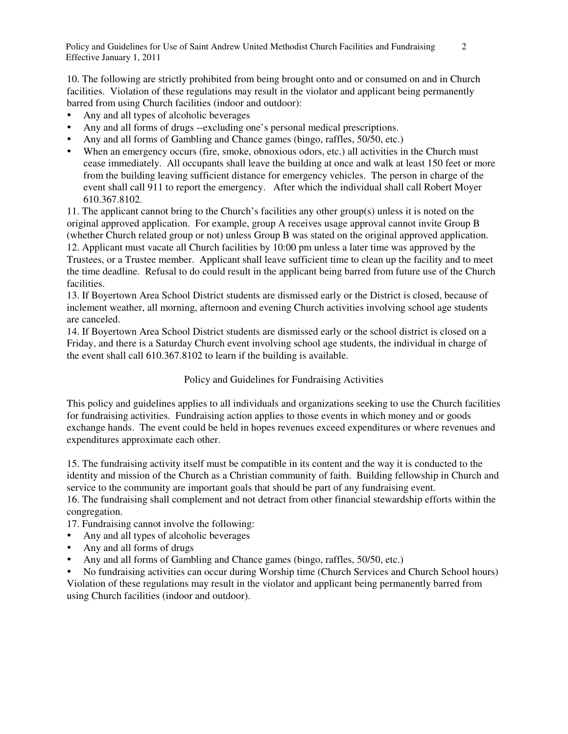10. The following are strictly prohibited from being brought onto and or consumed on and in Church facilities. Violation of these regulations may result in the violator and applicant being permanently barred from using Church facilities (indoor and outdoor):

- Any and all types of alcoholic beverages
- Any and all forms of drugs --excluding one's personal medical prescriptions.
- Any and all forms of Gambling and Chance games (bingo, raffles, 50/50, etc.)
- When an emergency occurs (fire, smoke, obnoxious odors, etc.) all activities in the Church must cease immediately. All occupants shall leave the building at once and walk at least 150 feet or more from the building leaving sufficient distance for emergency vehicles. The person in charge of the event shall call 911 to report the emergency. After which the individual shall call Robert Moyer 610.367.8102.

11. The applicant cannot bring to the Church's facilities any other group(s) unless it is noted on the original approved application. For example, group A receives usage approval cannot invite Group B (whether Church related group or not) unless Group B was stated on the original approved application.

12. Applicant must vacate all Church facilities by 10:00 pm unless a later time was approved by the Trustees, or a Trustee member. Applicant shall leave sufficient time to clean up the facility and to meet the time deadline. Refusal to do could result in the applicant being barred from future use of the Church facilities.

13. If Boyertown Area School District students are dismissed early or the District is closed, because of inclement weather, all morning, afternoon and evening Church activities involving school age students are canceled.

14. If Boyertown Area School District students are dismissed early or the school district is closed on a Friday, and there is a Saturday Church event involving school age students, the individual in charge of the event shall call 610.367.8102 to learn if the building is available.

## Policy and Guidelines for Fundraising Activities

This policy and guidelines applies to all individuals and organizations seeking to use the Church facilities for fundraising activities. Fundraising action applies to those events in which money and or goods exchange hands. The event could be held in hopes revenues exceed expenditures or where revenues and expenditures approximate each other.

15. The fundraising activity itself must be compatible in its content and the way it is conducted to the identity and mission of the Church as a Christian community of faith. Building fellowship in Church and service to the community are important goals that should be part of any fundraising event.

16. The fundraising shall complement and not detract from other financial stewardship efforts within the congregation.

17. Fundraising cannot involve the following:

- Any and all types of alcoholic beverages
- Any and all forms of drugs
- Any and all forms of Gambling and Chance games (bingo, raffles, 50/50, etc.)
- No fundraising activities can occur during Worship time (Church Services and Church School hours)

Violation of these regulations may result in the violator and applicant being permanently barred from using Church facilities (indoor and outdoor).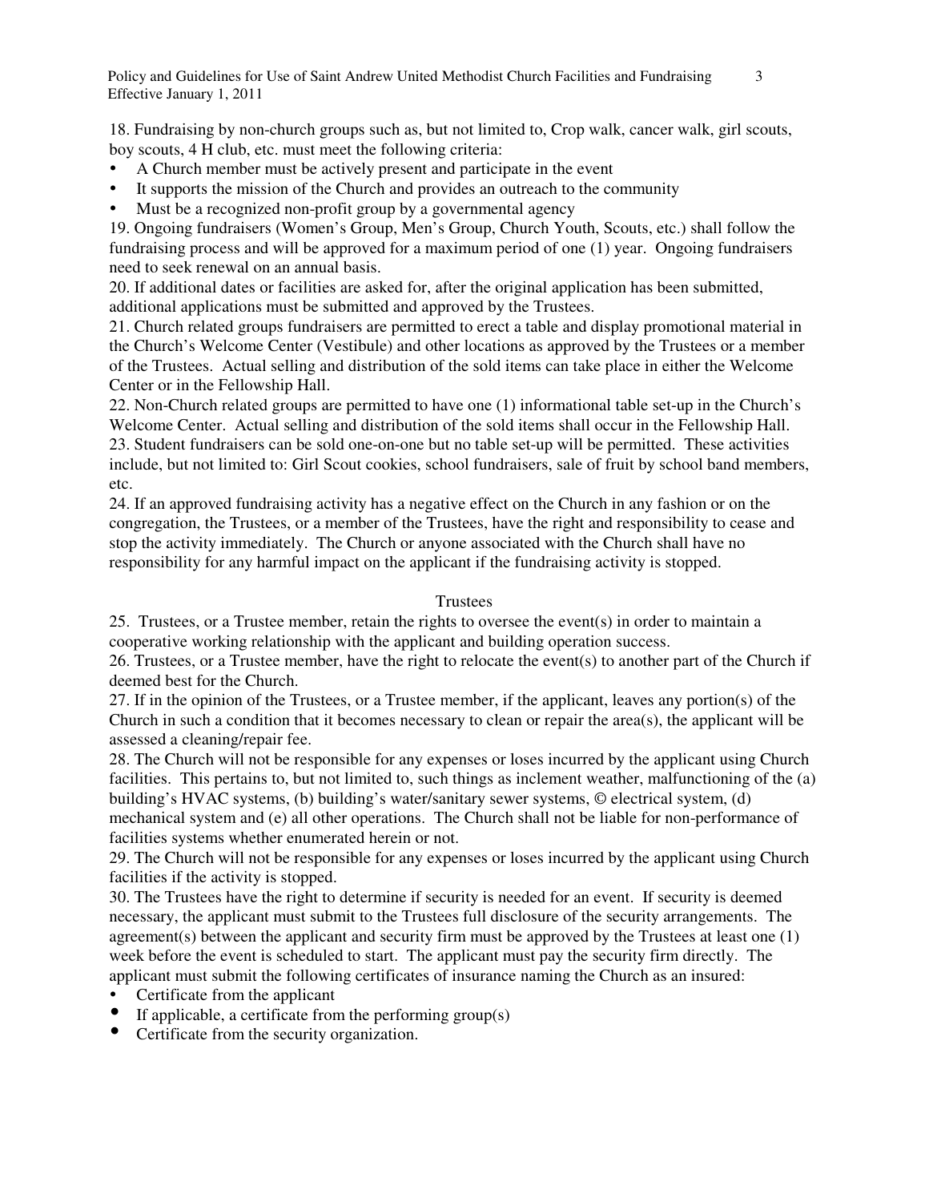18. Fundraising by non-church groups such as, but not limited to, Crop walk, cancer walk, girl scouts, boy scouts, 4 H club, etc. must meet the following criteria:

- A Church member must be actively present and participate in the event
- It supports the mission of the Church and provides an outreach to the community
- Must be a recognized non-profit group by a governmental agency

19. Ongoing fundraisers (Women's Group, Men's Group, Church Youth, Scouts, etc.) shall follow the fundraising process and will be approved for a maximum period of one (1) year. Ongoing fundraisers need to seek renewal on an annual basis.

20. If additional dates or facilities are asked for, after the original application has been submitted, additional applications must be submitted and approved by the Trustees.

21. Church related groups fundraisers are permitted to erect a table and display promotional material in the Church's Welcome Center (Vestibule) and other locations as approved by the Trustees or a member of the Trustees. Actual selling and distribution of the sold items can take place in either the Welcome Center or in the Fellowship Hall.

22. Non-Church related groups are permitted to have one (1) informational table set-up in the Church's Welcome Center. Actual selling and distribution of the sold items shall occur in the Fellowship Hall.

23. Student fundraisers can be sold one-on-one but no table set-up will be permitted. These activities include, but not limited to: Girl Scout cookies, school fundraisers, sale of fruit by school band members, etc.

24. If an approved fundraising activity has a negative effect on the Church in any fashion or on the congregation, the Trustees, or a member of the Trustees, have the right and responsibility to cease and stop the activity immediately. The Church or anyone associated with the Church shall have no responsibility for any harmful impact on the applicant if the fundraising activity is stopped.

## Trustees

25. Trustees, or a Trustee member, retain the rights to oversee the event(s) in order to maintain a cooperative working relationship with the applicant and building operation success.

26. Trustees, or a Trustee member, have the right to relocate the event(s) to another part of the Church if deemed best for the Church.

27. If in the opinion of the Trustees, or a Trustee member, if the applicant, leaves any portion(s) of the Church in such a condition that it becomes necessary to clean or repair the area(s), the applicant will be assessed a cleaning/repair fee.

28. The Church will not be responsible for any expenses or loses incurred by the applicant using Church facilities. This pertains to, but not limited to, such things as inclement weather, malfunctioning of the (a) building's HVAC systems, (b) building's water/sanitary sewer systems, © electrical system, (d) mechanical system and (e) all other operations. The Church shall not be liable for non-performance of facilities systems whether enumerated herein or not.

29. The Church will not be responsible for any expenses or loses incurred by the applicant using Church facilities if the activity is stopped.

30. The Trustees have the right to determine if security is needed for an event. If security is deemed necessary, the applicant must submit to the Trustees full disclosure of the security arrangements. The agreement(s) between the applicant and security firm must be approved by the Trustees at least one (1) week before the event is scheduled to start. The applicant must pay the security firm directly. The applicant must submit the following certificates of insurance naming the Church as an insured:

- Certificate from the applicant
- If applicable, a certificate from the performing group(s)
- Certificate from the security organization.